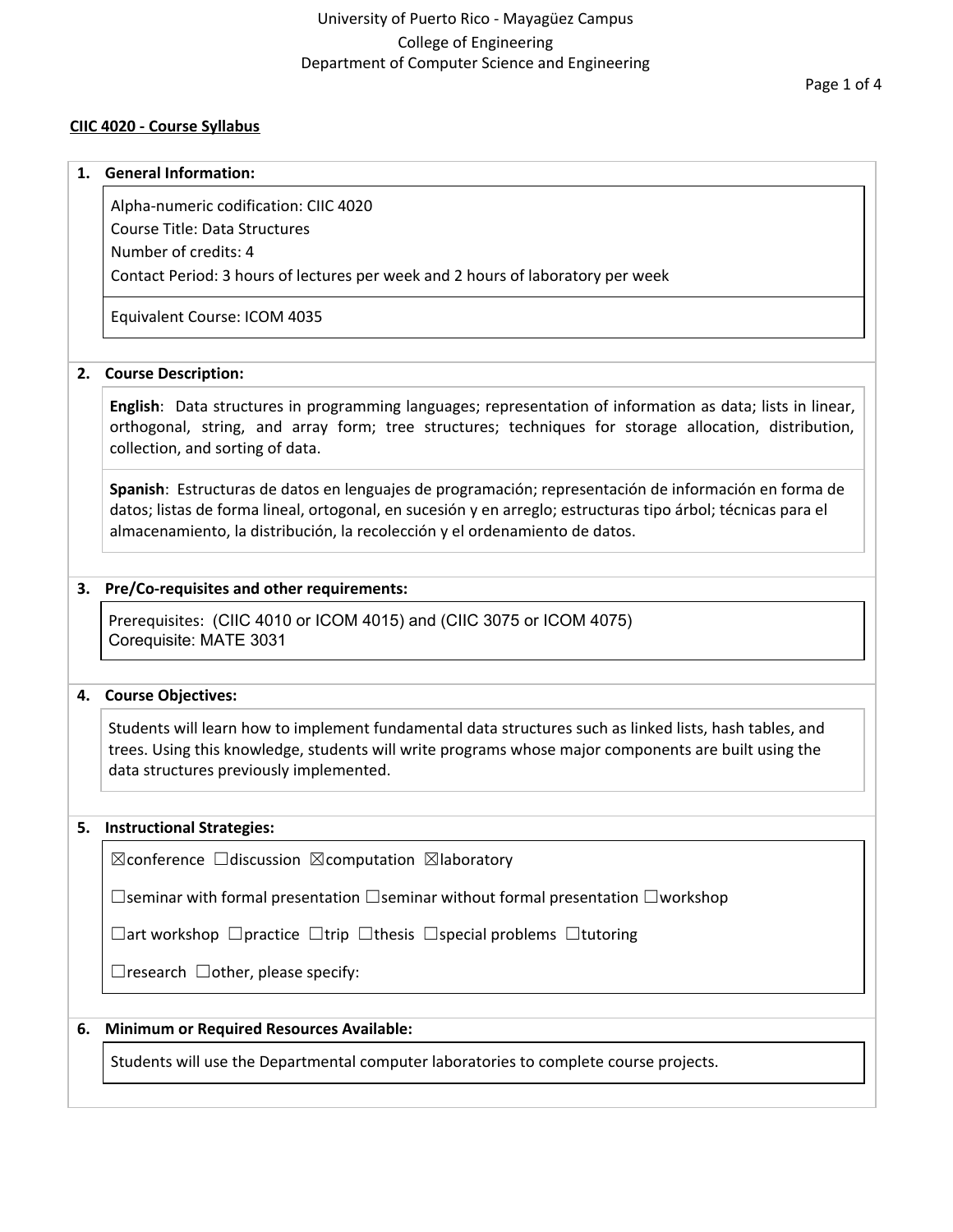University of Puerto Rico - Mayagüez Campus
College of Engineering
Department of Computer Science and Engineering

**CIIC 4020 - Course Syllabus**

## 1. General Information:

Alpha-numeric codification: CIIC 4020
Course Title: Data Structures
Number of credits: 4
Contact Period: 3 hours of lectures per week and 2 hours of laboratory per week

Equivalent Course: ICOM 4035

## 2. Course Description:

**English**: Data structures in programming languages; representation of information as data; lists in linear, orthogonal, string, and array form; tree structures; techniques for storage allocation, distribution, collection, and sorting of data.

**Spanish**: Estructuras de datos en lenguajes de programación; representación de información en forma de datos; listas de forma lineal, ortogonal, en sucesión y en arreglo; estructuras tipo árbol; técnicas para el almacenamiento, la distribución, la recolección y el ordenamiento de datos.

## 3. Pre/Co-requisites and other requirements:

Prerequisites: (CIIC 4010 or ICOM 4015) and (CIIC 3075 or ICOM 4075)
Corequisite: MATE 3031

## 4. Course Objectives:

Students will learn how to implement fundamental data structures such as linked lists, hash tables, and trees. Using this knowledge, students will write programs whose major components are built using the data structures previously implemented.

## 5. Instructional Strategies:

☒conference ☐discussion ☒computation ☒laboratory

☐seminar with formal presentation ☐seminar without formal presentation ☐workshop

☐art workshop ☐practice ☐trip ☐thesis ☐special problems ☐tutoring

☐research ☐other, please specify:

## 6. Minimum or Required Resources Available:

Students will use the Departmental computer laboratories to complete course projects.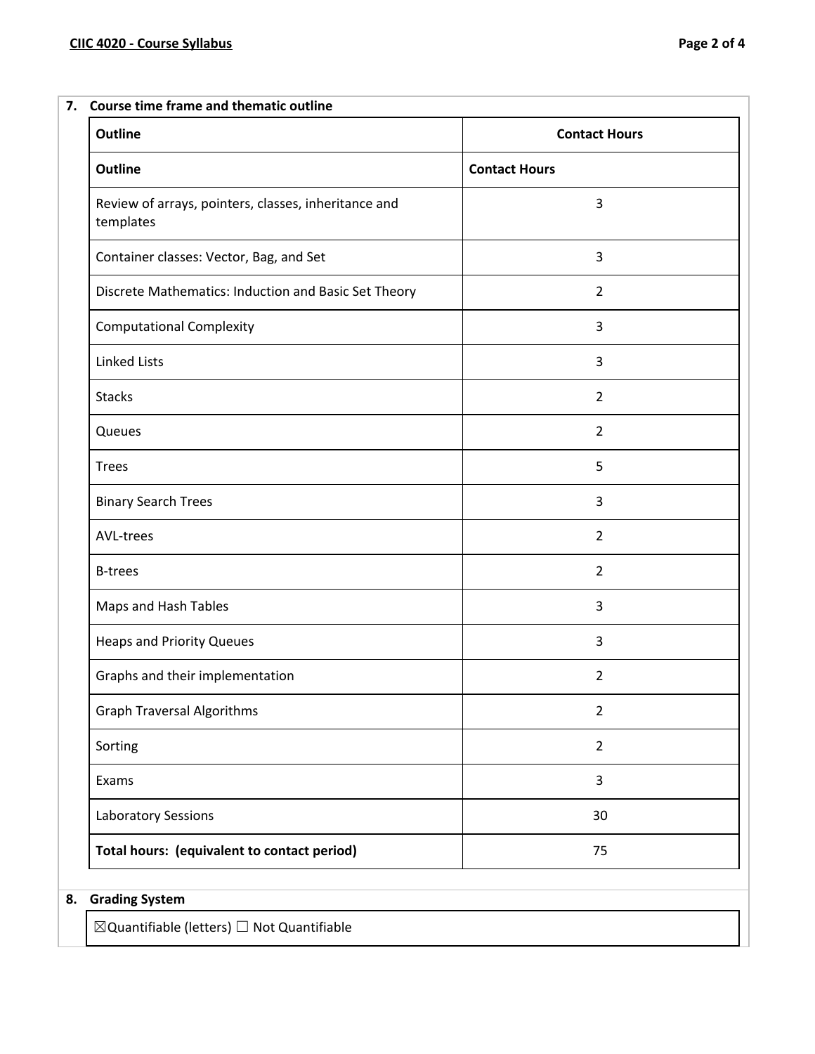## 7. Course time frame and thematic outline

| Outline | Contact Hours |
|---|---|
| **Outline** | **Contact Hours** |
| Review of arrays, pointers, classes, inheritance and templates | 3 |
| Container classes: Vector, Bag, and Set | 3 |
| Discrete Mathematics: Induction and Basic Set Theory | 2 |
| Computational Complexity | 3 |
| Linked Lists | 3 |
| Stacks | 2 |
| Queues | 2 |
| Trees | 5 |
| Binary Search Trees | 3 |
| AVL-trees | 2 |
| B-trees | 2 |
| Maps and Hash Tables | 3 |
| Heaps and Priority Queues | 3 |
| Graphs and their implementation | 2 |
| Graph Traversal Algorithms | 2 |
| Sorting | 2 |
| Exams | 3 |
| Laboratory Sessions | 30 |
| **Total hours: (equivalent to contact period)** | 75 |

## 8. Grading System

☒Quantifiable (letters) ☐ Not Quantifiable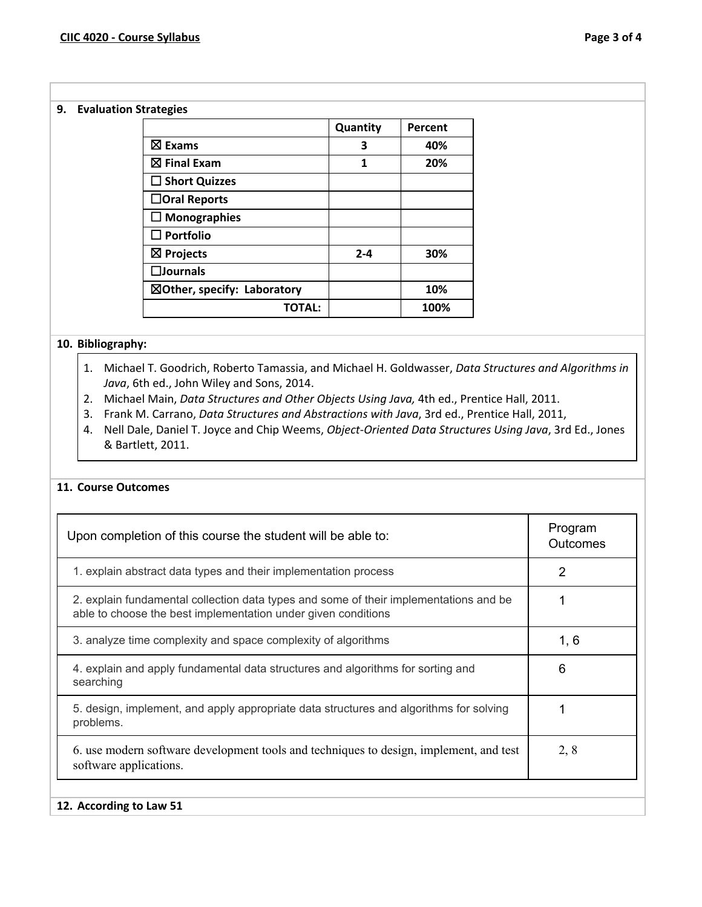## 9. Evaluation Strategies

| | Quantity | Percent |
|---|---|---|
| ☒ Exams | 3 | 40% |
| ☒ Final Exam | 1 | 20% |
| ☐ Short Quizzes | | |
| ☐Oral Reports | | |
| ☐ Monographies | | |
| ☐ Portfolio | | |
| ☒ Projects | 2-4 | 30% |
| ☐Journals | | |
| ☒Other, specify: Laboratory | | 10% |
| **TOTAL:** | | **100%** |

## 10. Bibliography:

1. Michael T. Goodrich, Roberto Tamassia, and Michael H. Goldwasser, *Data Structures and Algorithms in Java*, 6th ed., John Wiley and Sons, 2014.
2. Michael Main, *Data Structures and Other Objects Using Java,* 4th ed., Prentice Hall, 2011.
3. Frank M. Carrano, *Data Structures and Abstractions with Java*, 3rd ed., Prentice Hall, 2011,
4. Nell Dale, Daniel T. Joyce and Chip Weems, *Object-Oriented Data Structures Using Java*, 3rd Ed., Jones & Bartlett, 2011.

## 11. Course Outcomes

| Upon completion of this course the student will be able to: | Program Outcomes |
|---|---|
| 1. explain abstract data types and their implementation process | 2 |
| 2. explain fundamental collection data types and some of their implementations and be able to choose the best implementation under given conditions | 1 |
| 3. analyze time complexity and space complexity of algorithms | 1, 6 |
| 4. explain and apply fundamental data structures and algorithms for sorting and searching | 6 |
| 5. design, implement, and apply appropriate data structures and algorithms for solving problems. | 1 |
| 6. use modern software development tools and techniques to design, implement, and test software applications. | 2, 8 |

## 12. According to Law 51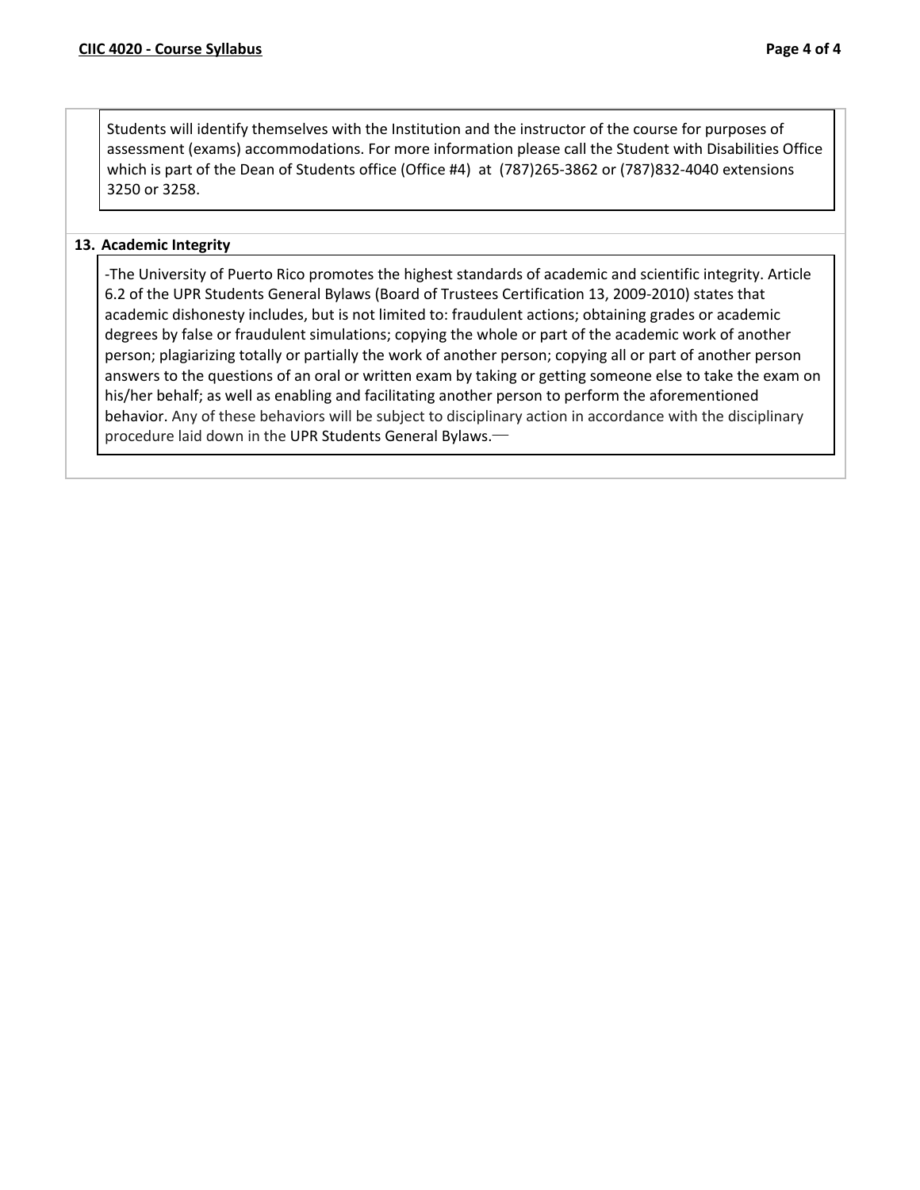Students will identify themselves with the Institution and the instructor of the course for purposes of assessment (exams) accommodations. For more information please call the Student with Disabilities Office which is part of the Dean of Students office (Office #4) at (787)265-3862 or (787)832-4040 extensions 3250 or 3258.

## 13. Academic Integrity

-The University of Puerto Rico promotes the highest standards of academic and scientific integrity. Article 6.2 of the UPR Students General Bylaws (Board of Trustees Certification 13, 2009-2010) states that academic dishonesty includes, but is not limited to: fraudulent actions; obtaining grades or academic degrees by false or fraudulent simulations; copying the whole or part of the academic work of another person; plagiarizing totally or partially the work of another person; copying all or part of another person answers to the questions of an oral or written exam by taking or getting someone else to take the exam on his/her behalf; as well as enabling and facilitating another person to perform the aforementioned behavior. Any of these behaviors will be subject to disciplinary action in accordance with the disciplinary procedure laid down in the UPR Students General Bylaws.